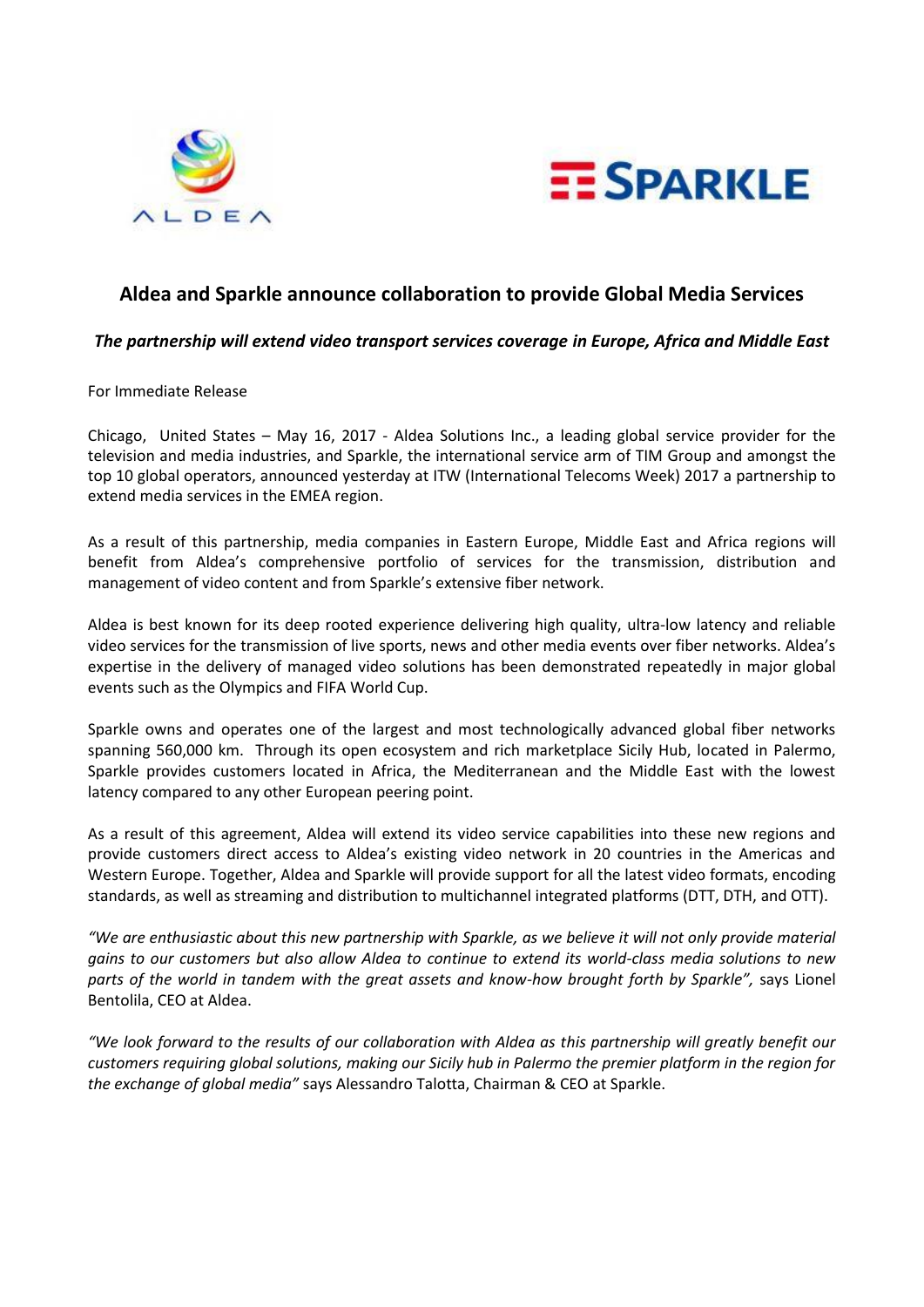# Aldea and Sparkle announce collaboration to provide Global Media Services

***The partnership will extend video transport services coverage in Europe, Africa and Middle East***

For Immediate Release

Chicago, United States – May 16, 2017 - Aldea Solutions Inc., a leading global service provider for the television and media industries, and Sparkle, the international service arm of TIM Group and amongst the top 10 global operators, announced yesterday at ITW (International Telecoms Week) 2017 a partnership to extend media services in the EMEA region.

As a result of this partnership, media companies in Eastern Europe, Middle East and Africa regions will benefit from Aldea's comprehensive portfolio of services for the transmission, distribution and management of video content and from Sparkle's extensive fiber network.

Aldea is best known for its deep rooted experience delivering high quality, ultra-low latency and reliable video services for the transmission of live sports, news and other media events over fiber networks. Aldea's expertise in the delivery of managed video solutions has been demonstrated repeatedly in major global events such as the Olympics and FIFA World Cup.

Sparkle owns and operates one of the largest and most technologically advanced global fiber networks spanning 560,000 km. Through its open ecosystem and rich marketplace Sicily Hub, located in Palermo, Sparkle provides customers located in Africa, the Mediterranean and the Middle East with the lowest latency compared to any other European peering point.

As a result of this agreement, Aldea will extend its video service capabilities into these new regions and provide customers direct access to Aldea's existing video network in 20 countries in the Americas and Western Europe. Together, Aldea and Sparkle will provide support for all the latest video formats, encoding standards, as well as streaming and distribution to multichannel integrated platforms (DTT, DTH, and OTT).

*"We are enthusiastic about this new partnership with Sparkle, as we believe it will not only provide material gains to our customers but also allow Aldea to continue to extend its world-class media solutions to new parts of the world in tandem with the great assets and know-how brought forth by Sparkle",* says Lionel Bentolila, CEO at Aldea.

*"We look forward to the results of our collaboration with Aldea as this partnership will greatly benefit our customers requiring global solutions, making our Sicily hub in Palermo the premier platform in the region for the exchange of global media"* says Alessandro Talotta, Chairman & CEO at Sparkle.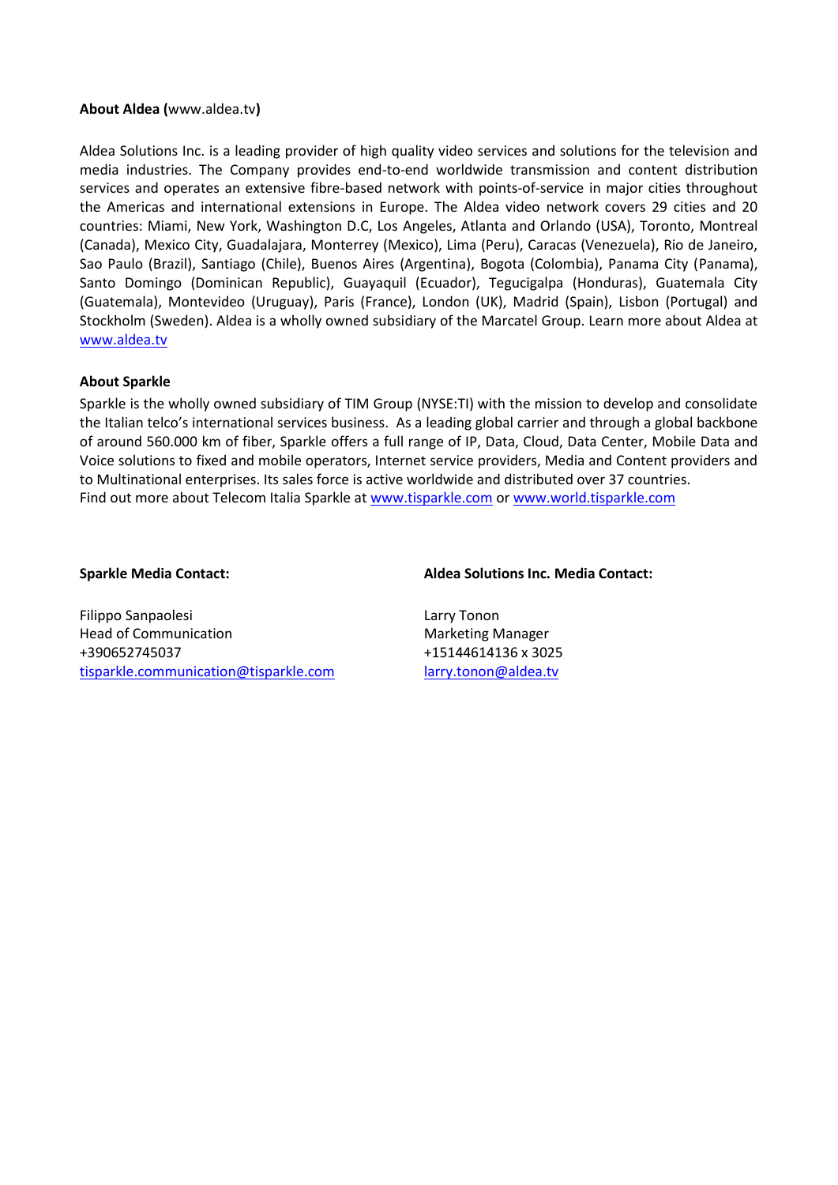**About Aldea (**www.aldea.tv**)**

Aldea Solutions Inc. is a leading provider of high quality video services and solutions for the television and media industries. The Company provides end-to-end worldwide transmission and content distribution services and operates an extensive fibre-based network with points-of-service in major cities throughout the Americas and international extensions in Europe. The Aldea video network covers 29 cities and 20 countries: Miami, New York, Washington D.C, Los Angeles, Atlanta and Orlando (USA), Toronto, Montreal (Canada), Mexico City, Guadalajara, Monterrey (Mexico), Lima (Peru), Caracas (Venezuela), Rio de Janeiro, Sao Paulo (Brazil), Santiago (Chile), Buenos Aires (Argentina), Bogota (Colombia), Panama City (Panama), Santo Domingo (Dominican Republic), Guayaquil (Ecuador), Tegucigalpa (Honduras), Guatemala City (Guatemala), Montevideo (Uruguay), Paris (France), London (UK), Madrid (Spain), Lisbon (Portugal) and Stockholm (Sweden). Aldea is a wholly owned subsidiary of the Marcatel Group. Learn more about Aldea at www.aldea.tv

**About Sparkle**

Sparkle is the wholly owned subsidiary of TIM Group (NYSE:TI) with the mission to develop and consolidate the Italian telco's international services business. As a leading global carrier and through a global backbone of around 560.000 km of fiber, Sparkle offers a full range of IP, Data, Cloud, Data Center, Mobile Data and Voice solutions to fixed and mobile operators, Internet service providers, Media and Content providers and to Multinational enterprises. Its sales force is active worldwide and distributed over 37 countries.
Find out more about Telecom Italia Sparkle at www.tisparkle.com or www.world.tisparkle.com

**Sparkle Media Contact:**

Filippo Sanpaolesi
Head of Communication
+390652745037
tisparkle.communication@tisparkle.com

**Aldea Solutions Inc. Media Contact:**

Larry Tonon
Marketing Manager
+15144614136 x 3025
larry.tonon@aldea.tv